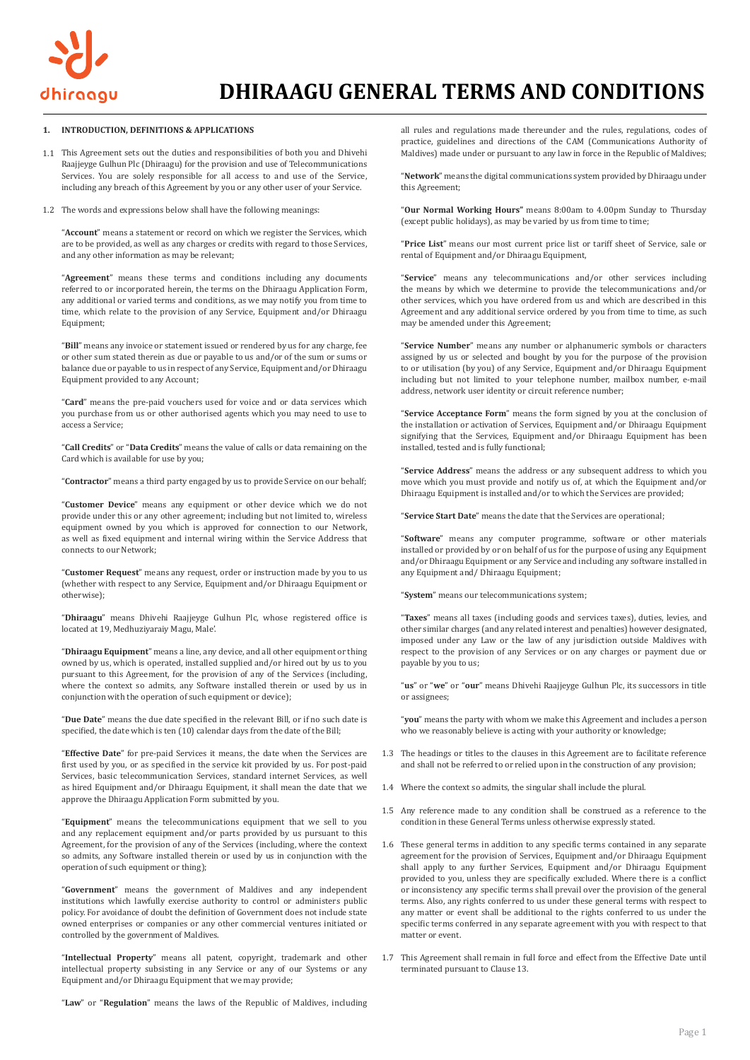# DHIRAAGU GENERAL TERMS AND CONDITIONS

## 1. INTRODUCTION, DEFINITIONS & APPLICATIONS

1.1 This Agreement sets out the duties and responsibilities of both you and Dhivehi Raajjeyge Gulhun Plc (Dhiraagu) for the provision and use of Telecommunications Services. You are solely responsible for all access to and use of the Service, including any breach of this Agreement by you or any other user of your Service.

1.2 The words and expressions below shall have the following meanings:

"**Account**" means a statement or record on which we register the Services, which are to be provided, as well as any charges or credits with regard to those Services, and any other information as may be relevant;

"**Agreement**" means these terms and conditions including any documents referred to or incorporated herein, the terms on the Dhiraagu Application Form, any additional or varied terms and conditions, as we may notify you from time to time, which relate to the provision of any Service, Equipment and/or Dhiraagu Equipment;

"**Bill**" means any invoice or statement issued or rendered by us for any charge, fee or other sum stated therein as due or payable to us and/or of the sum or sums or balance due or payable to us in respect of any Service, Equipment and/or Dhiraagu Equipment provided to any Account;

"**Card**" means the pre-paid vouchers used for voice and or data services which you purchase from us or other authorised agents which you may need to use to access a Service;

"**Call Credits**" or "**Data Credits**" means the value of calls or data remaining on the Card which is available for use by you;

"**Contractor**" means a third party engaged by us to provide Service on our behalf;

"**Customer Device**" means any equipment or other device which we do not provide under this or any other agreement; including but not limited to, wireless equipment owned by you which is approved for connection to our Network, as well as fixed equipment and internal wiring within the Service Address that connects to our Network;

"**Customer Request**" means any request, order or instruction made by you to us (whether with respect to any Service, Equipment and/or Dhiraagu Equipment or otherwise);

"**Dhiraagu**" means Dhivehi Raajjeyge Gulhun Plc, whose registered office is located at 19, Medhuziyaraiy Magu, Male'.

"**Dhiraagu Equipment**" means a line, any device, and all other equipment or thing owned by us, which is operated, installed supplied and/or hired out by us to you pursuant to this Agreement, for the provision of any of the Services (including, where the context so admits, any Software installed therein or used by us in conjunction with the operation of such equipment or device);

"**Due Date**" means the due date specified in the relevant Bill, or if no such date is specified, the date which is ten (10) calendar days from the date of the Bill;

"**Effective Date**" for pre-paid Services it means, the date when the Services are first used by you, or as specified in the service kit provided by us. For post-paid Services, basic telecommunication Services, standard internet Services, as well as hired Equipment and/or Dhiraagu Equipment, it shall mean the date that we approve the Dhiraagu Application Form submitted by you.

"**Equipment**" means the telecommunications equipment that we sell to you and any replacement equipment and/or parts provided by us pursuant to this Agreement, for the provision of any of the Services (including, where the context so admits, any Software installed therein or used by us in conjunction with the operation of such equipment or thing);

"**Government**" means the government of Maldives and any independent institutions which lawfully exercise authority to control or administers public policy. For avoidance of doubt the definition of Government does not include state owned enterprises or companies or any other commercial ventures initiated or controlled by the government of Maldives.

"**Intellectual Property**" means all patent, copyright, trademark and other intellectual property subsisting in any Service or any of our Systems or any Equipment and/or Dhiraagu Equipment that we may provide;

"**Law**" or "**Regulation**" means the laws of the Republic of Maldives, including all rules and regulations made thereunder and the rules, regulations, codes of practice, guidelines and directions of the CAM (Communications Authority of Maldives) made under or pursuant to any law in force in the Republic of Maldives;

"**Network**" means the digital communications system provided by Dhiraagu under this Agreement;

"**Our Normal Working Hours"** means 8:00am to 4.00pm Sunday to Thursday (except public holidays), as may be varied by us from time to time;

"**Price List**" means our most current price list or tariff sheet of Service, sale or rental of Equipment and/or Dhiraagu Equipment,

"**Service**" means any telecommunications and/or other services including the means by which we determine to provide the telecommunications and/or other services, which you have ordered from us and which are described in this Agreement and any additional service ordered by you from time to time, as such may be amended under this Agreement;

"**Service Number**" means any number or alphanumeric symbols or characters assigned by us or selected and bought by you for the purpose of the provision to or utilisation (by you) of any Service, Equipment and/or Dhiraagu Equipment including but not limited to your telephone number, mailbox number, e-mail address, network user identity or circuit reference number;

"**Service Acceptance Form**" means the form signed by you at the conclusion of the installation or activation of Services, Equipment and/or Dhiraagu Equipment signifying that the Services, Equipment and/or Dhiraagu Equipment has been installed, tested and is fully functional;

"**Service Address**" means the address or any subsequent address to which you move which you must provide and notify us of, at which the Equipment and/or Dhiraagu Equipment is installed and/or to which the Services are provided;

"**Service Start Date**" means the date that the Services are operational;

"**Software**" means any computer programme, software or other materials installed or provided by or on behalf of us for the purpose of using any Equipment and/or Dhiraagu Equipment or any Service and including any software installed in any Equipment and/ Dhiraagu Equipment;

"**System**" means our telecommunications system;

"**Taxes**" means all taxes (including goods and services taxes), duties, levies, and other similar charges (and any related interest and penalties) however designated, imposed under any Law or the law of any jurisdiction outside Maldives with respect to the provision of any Services or on any charges or payment due or payable by you to us;

"**us**" or "**we**" or "**our**" means Dhivehi Raajjeyge Gulhun Plc, its successors in title or assignees;

"**you**" means the party with whom we make this Agreement and includes a person who we reasonably believe is acting with your authority or knowledge;

1.3 The headings or titles to the clauses in this Agreement are to facilitate reference and shall not be referred to or relied upon in the construction of any provision;

1.4 Where the context so admits, the singular shall include the plural.

1.5 Any reference made to any condition shall be construed as a reference to the condition in these General Terms unless otherwise expressly stated.

1.6 These general terms in addition to any specific terms contained in any separate agreement for the provision of Services, Equipment and/or Dhiraagu Equipment shall apply to any further Services, Equipment and/or Dhiraagu Equipment provided to you, unless they are specifically excluded. Where there is a conflict or inconsistency any specific terms shall prevail over the provision of the general terms. Also, any rights conferred to us under these general terms with respect to any matter or event shall be additional to the rights conferred to us under the specific terms conferred in any separate agreement with you with respect to that matter or event.

1.7 This Agreement shall remain in full force and effect from the Effective Date until terminated pursuant to Clause 13.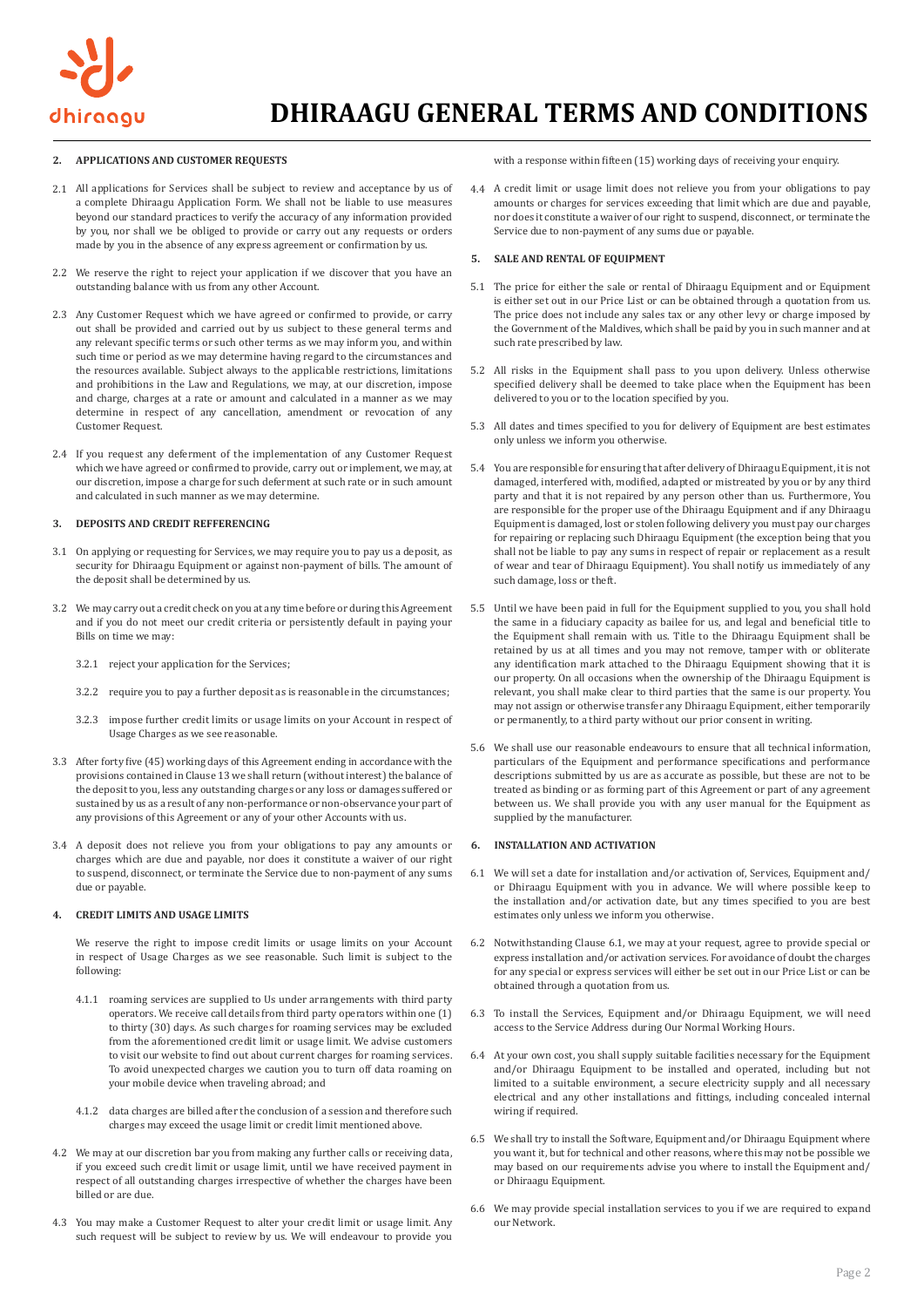## 2. APPLICATIONS AND CUSTOMER REQUESTS

2.1 All applications for Services shall be subject to review and acceptance by us of a complete Dhiraagu Application Form. We shall not be liable to use measures beyond our standard practices to verify the accuracy of any information provided by you, nor shall we be obliged to provide or carry out any requests or orders made by you in the absence of any express agreement or confirmation by us.

2.2 We reserve the right to reject your application if we discover that you have an outstanding balance with us from any other Account.

2.3 Any Customer Request which we have agreed or confirmed to provide, or carry out shall be provided and carried out by us subject to these general terms and any relevant specific terms or such other terms as we may inform you, and within such time or period as we may determine having regard to the circumstances and the resources available. Subject always to the applicable restrictions, limitations and prohibitions in the Law and Regulations, we may, at our discretion, impose and charge, charges at a rate or amount and calculated in a manner as we may determine in respect of any cancellation, amendment or revocation of any Customer Request.

2.4 If you request any deferment of the implementation of any Customer Request which we have agreed or confirmed to provide, carry out or implement, we may, at our discretion, impose a charge for such deferment at such rate or in such amount and calculated in such manner as we may determine.

## 3. DEPOSITS AND CREDIT REFFERENCING

3.1 On applying or requesting for Services, we may require you to pay us a deposit, as security for Dhiraagu Equipment or against non-payment of bills. The amount of the deposit shall be determined by us.

3.2 We may carry out a credit check on you at any time before or during this Agreement and if you do not meet our credit criteria or persistently default in paying your Bills on time we may:

3.2.1 reject your application for the Services;

3.2.2 require you to pay a further deposit as is reasonable in the circumstances;

3.2.3 impose further credit limits or usage limits on your Account in respect of Usage Charges as we see reasonable.

3.3 After forty five (45) working days of this Agreement ending in accordance with the provisions contained in Clause 13 we shall return (without interest) the balance of the deposit to you, less any outstanding charges or any loss or damages suffered or sustained by us as a result of any non-performance or non-observance your part of any provisions of this Agreement or any of your other Accounts with us.

3.4 A deposit does not relieve you from your obligations to pay any amounts or charges which are due and payable, nor does it constitute a waiver of our right to suspend, disconnect, or terminate the Service due to non-payment of any sums due or payable.

## 4. CREDIT LIMITS AND USAGE LIMITS

We reserve the right to impose credit limits or usage limits on your Account in respect of Usage Charges as we see reasonable. Such limit is subject to the following:

4.1.1 roaming services are supplied to Us under arrangements with third party operators. We receive call details from third party operators within one (1) to thirty (30) days. As such charges for roaming services may be excluded from the aforementioned credit limit or usage limit. We advise customers to visit our website to find out about current charges for roaming services. To avoid unexpected charges we caution you to turn off data roaming on your mobile device when traveling abroad; and

4.1.2 data charges are billed after the conclusion of a session and therefore such charges may exceed the usage limit or credit limit mentioned above.

4.2 We may at our discretion bar you from making any further calls or receiving data, if you exceed such credit limit or usage limit, until we have received payment in respect of all outstanding charges irrespective of whether the charges have been billed or are due.

4.3 You may make a Customer Request to alter your credit limit or usage limit. Any such request will be subject to review by us. We will endeavour to provide you with a response within fifteen (15) working days of receiving your enquiry.

4.4 A credit limit or usage limit does not relieve you from your obligations to pay amounts or charges for services exceeding that limit which are due and payable, nor does it constitute a waiver of our right to suspend, disconnect, or terminate the Service due to non-payment of any sums due or payable.

## 5. SALE AND RENTAL OF EQUIPMENT

5.1 The price for either the sale or rental of Dhiraagu Equipment and or Equipment is either set out in our Price List or can be obtained through a quotation from us. The price does not include any sales tax or any other levy or charge imposed by the Government of the Maldives, which shall be paid by you in such manner and at such rate prescribed by law.

5.2 All risks in the Equipment shall pass to you upon delivery. Unless otherwise specified delivery shall be deemed to take place when the Equipment has been delivered to you or to the location specified by you.

5.3 All dates and times specified to you for delivery of Equipment are best estimates only unless we inform you otherwise.

5.4 You are responsible for ensuring that after delivery of Dhiraagu Equipment, it is not damaged, interfered with, modified, adapted or mistreated by you or by any third party and that it is not repaired by any person other than us. Furthermore, You are responsible for the proper use of the Dhiraagu Equipment and if any Dhiraagu Equipment is damaged, lost or stolen following delivery you must pay our charges for repairing or replacing such Dhiraagu Equipment (the exception being that you shall not be liable to pay any sums in respect of repair or replacement as a result of wear and tear of Dhiraagu Equipment). You shall notify us immediately of any such damage, loss or theft.

5.5 Until we have been paid in full for the Equipment supplied to you, you shall hold the same in a fiduciary capacity as bailee for us, and legal and beneficial title to the Equipment shall remain with us. Title to the Dhiraagu Equipment shall be retained by us at all times and you may not remove, tamper with or obliterate any identification mark attached to the Dhiraagu Equipment showing that it is our property. On all occasions when the ownership of the Dhiraagu Equipment is relevant, you shall make clear to third parties that the same is our property. You may not assign or otherwise transfer any Dhiraagu Equipment, either temporarily or permanently, to a third party without our prior consent in writing.

5.6 We shall use our reasonable endeavours to ensure that all technical information, particulars of the Equipment and performance specifications and performance descriptions submitted by us are as accurate as possible, but these are not to be treated as binding or as forming part of this Agreement or part of any agreement between us. We shall provide you with any user manual for the Equipment as supplied by the manufacturer.

## 6. INSTALLATION AND ACTIVATION

6.1 We will set a date for installation and/or activation of, Services, Equipment and/or Dhiraagu Equipment with you in advance. We will where possible keep to the installation and/or activation date, but any times specified to you are best estimates only unless we inform you otherwise.

6.2 Notwithstanding Clause 6.1, we may at your request, agree to provide special or express installation and/or activation services. For avoidance of doubt the charges for any special or express services will either be set out in our Price List or can be obtained through a quotation from us.

6.3 To install the Services, Equipment and/or Dhiraagu Equipment, we will need access to the Service Address during Our Normal Working Hours.

6.4 At your own cost, you shall supply suitable facilities necessary for the Equipment and/or Dhiraagu Equipment to be installed and operated, including but not limited to a suitable environment, a secure electricity supply and all necessary electrical and any other installations and fittings, including concealed internal wiring if required.

6.5 We shall try to install the Software, Equipment and/or Dhiraagu Equipment where you want it, but for technical and other reasons, where this may not be possible we may based on our requirements advise you where to install the Equipment and/or Dhiraagu Equipment.

6.6 We may provide special installation services to you if we are required to expand our Network.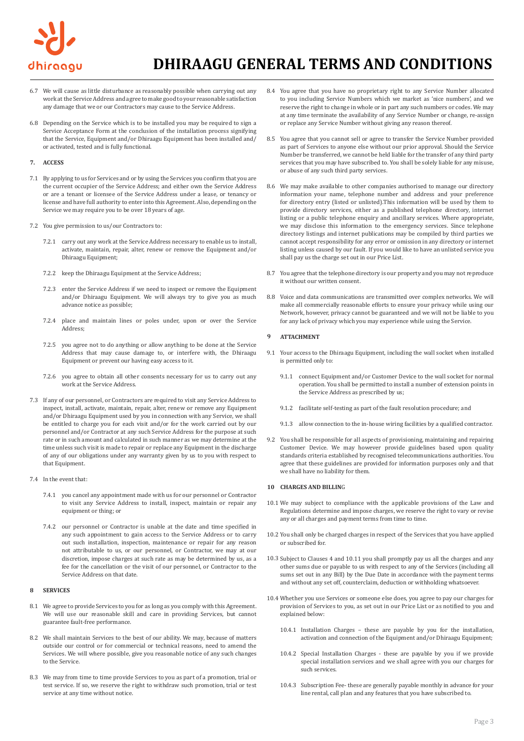6.7 We will cause as little disturbance as reasonably possible when carrying out any work at the Service Address and agree to make good to your reasonable satisfaction any damage that we or our Contractors may cause to the Service Address.

6.8 Depending on the Service which is to be installed you may be required to sign a Service Acceptance Form at the conclusion of the installation process signifying that the Service, Equipment and/or Dhiraagu Equipment has been installed and/or activated, tested and is fully functional.

## 7. ACCESS

7.1 By applying to us for Services and or by using the Services you confirm that you are the current occupier of the Service Address; and either own the Service Address or are a tenant or licensee of the Service Address under a lease, or tenancy or license and have full authority to enter into this Agreement. Also, depending on the Service we may require you to be over 18 years of age.

7.2 You give permission to us/our Contractors to:

7.2.1 carry out any work at the Service Address necessary to enable us to install, activate, maintain, repair, alter, renew or remove the Equipment and/or Dhiraagu Equipment;

7.2.2 keep the Dhiraagu Equipment at the Service Address;

7.2.3 enter the Service Address if we need to inspect or remove the Equipment and/or Dhiraagu Equipment. We will always try to give you as much advance notice as possible;

7.2.4 place and maintain lines or poles under, upon or over the Service Address;

7.2.5 you agree not to do anything or allow anything to be done at the Service Address that may cause damage to, or interfere with, the Dhiraagu Equipment or prevent our having easy access to it.

7.2.6 you agree to obtain all other consents necessary for us to carry out any work at the Service Address.

7.3 If any of our personnel, or Contractors are required to visit any Service Address to inspect, install, activate, maintain, repair, alter, renew or remove any Equipment and/or Dhiraagu Equipment used by you in connection with any Service, we shall be entitled to charge you for each visit and/or for the work carried out by our personnel and/or Contractor at any such Service Address for the purpose at such rate or in such amount and calculated in such manner as we may determine at the time unless such visit is made to repair or replace any Equipment in the discharge of any of our obligations under any warranty given by us to you with respect to that Equipment.

7.4 In the event that:

7.4.1 you cancel any appointment made with us for our personnel or Contractor to visit any Service Address to install, inspect, maintain or repair any equipment or thing; or

7.4.2 our personnel or Contractor is unable at the date and time specified in any such appointment to gain access to the Service Address or to carry out such installation, inspection, maintenance or repair for any reason not attributable to us, or our personnel, or Contractor, we may at our discretion, impose charges at such rate as may be determined by us, as a fee for the cancellation or the visit of our personnel, or Contractor to the Service Address on that date.

## 8 SERVICES

8.1 We agree to provide Services to you for as long as you comply with this Agreement. We will use our reasonable skill and care in providing Services, but cannot guarantee fault-free performance.

8.2 We shall maintain Services to the best of our ability. We may, because of matters outside our control or for commercial or technical reasons, need to amend the Services. We will where possible, give you reasonable notice of any such changes to the Service.

8.3 We may from time to time provide Services to you as part of a promotion, trial or test service. If so, we reserve the right to withdraw such promotion, trial or test service at any time without notice.

8.4 You agree that you have no proprietary right to any Service Number allocated to you including Service Numbers which we market as 'nice numbers', and we reserve the right to change in whole or in part any such numbers or codes. We may at any time terminate the availability of any Service Number or change, re-assign or replace any Service Number without giving any reason thereof.

8.5 You agree that you cannot sell or agree to transfer the Service Number provided as part of Services to anyone else without our prior approval. Should the Service Number be transferred, we cannot be held liable for the transfer of any third party services that you may have subscribed to. You shall be solely liable for any misuse, or abuse of any such third party services.

8.6 We may make available to other companies authorised to manage our directory information your name, telephone number and address and your preference for directory entry (listed or unlisted).This information will be used by them to provide directory services, either as a published telephone directory, internet listing or a public telephone enquiry and ancillary services. Where appropriate, we may disclose this information to the emergency services. Since telephone directory listings and internet publications may be compiled by third parties we cannot accept responsibility for any error or omission in any directory or internet listing unless caused by our fault. If you would like to have an unlisted service you shall pay us the charge set out in our Price List.

8.7 You agree that the telephone directory is our property and you may not reproduce it without our written consent.

8.8 Voice and data communications are transmitted over complex networks. We will make all commercially reasonable efforts to ensure your privacy while using our Network, however, privacy cannot be guaranteed and we will not be liable to you for any lack of privacy which you may experience while using the Service.

## 9 ATTACHMENT

9.1 Your access to the Dhiraagu Equipment, including the wall socket when installed is permitted only to:

9.1.1 connect Equipment and/or Customer Device to the wall socket for normal operation. You shall be permitted to install a number of extension points in the Service Address as prescribed by us;

9.1.2 facilitate self-testing as part of the fault resolution procedure; and

9.1.3 allow connection to the in-house wiring facilities by a qualified contractor.

9.2 You shall be responsible for all aspects of provisioning, maintaining and repairing Customer Device. We may however provide guidelines based upon quality standards criteria established by recognised telecommunications authorities. You agree that these guidelines are provided for information purposes only and that we shall have no liability for them.

## 10 CHARGES AND BILLING

10.1 We may subject to compliance with the applicable provisions of the Law and Regulations determine and impose charges, we reserve the right to vary or revise any or all charges and payment terms from time to time.

10.2 You shall only be charged charges in respect of the Services that you have applied or subscribed for.

10.3 Subject to Clauses 4 and 10.11 you shall promptly pay us all the charges and any other sums due or payable to us with respect to any of the Services (including all sums set out in any Bill) by the Due Date in accordance with the payment terms and without any set off, counterclaim, deduction or withholding whatsoever.

10.4 Whether you use Services or someone else does, you agree to pay our charges for provision of Services to you, as set out in our Price List or as notified to you and explained below:

10.4.1 Installation Charges – these are payable by you for the installation, activation and connection of the Equipment and/or Dhiraagu Equipment;

10.4.2 Special Installation Charges - these are payable by you if we provide special installation services and we shall agree with you our charges for such services.

10.4.3 Subscription Fee- these are generally payable monthly in advance for your line rental, call plan and any features that you have subscribed to.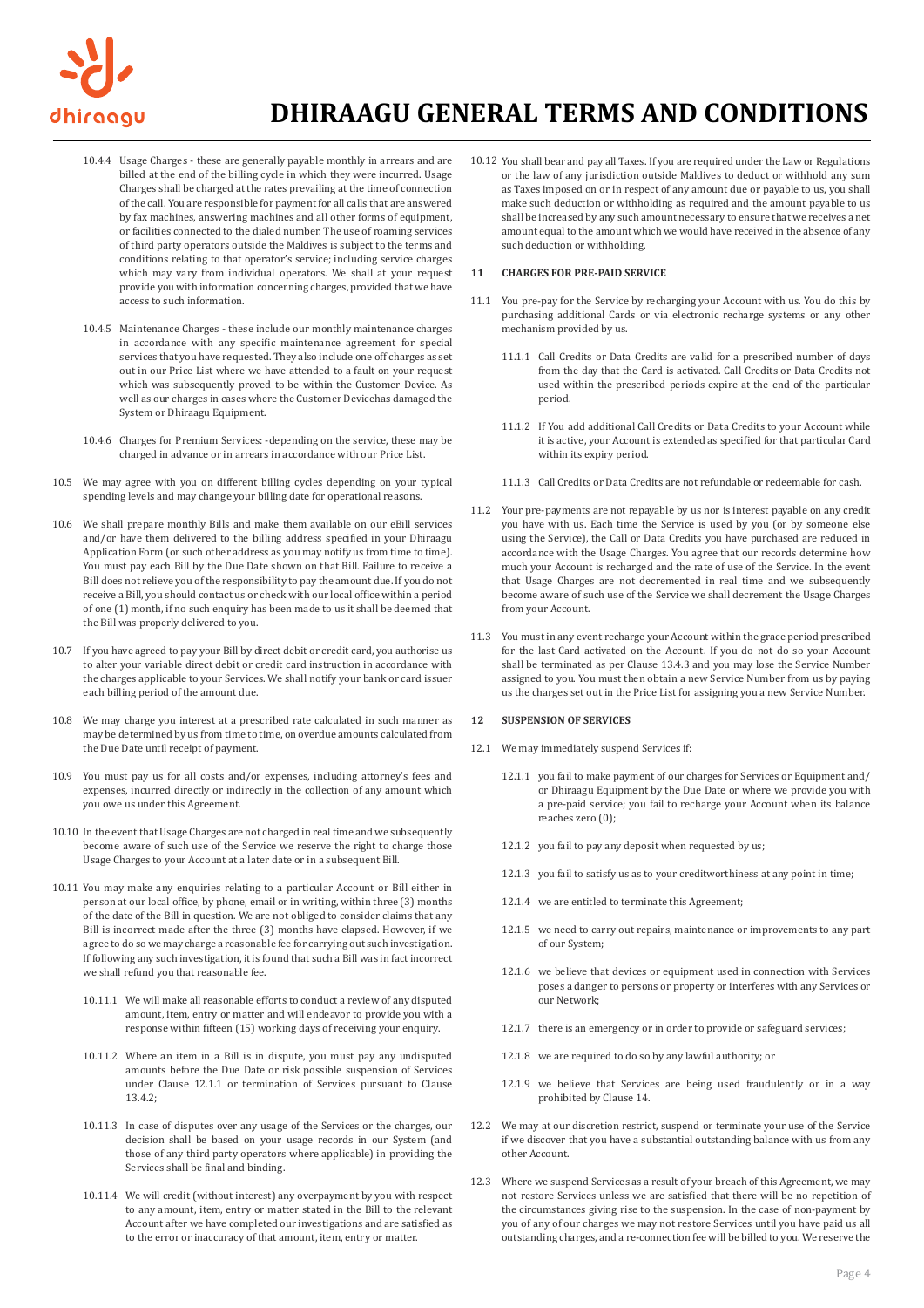10.4.4 Usage Charges - these are generally payable monthly in arrears and are billed at the end of the billing cycle in which they were incurred. Usage Charges shall be charged at the rates prevailing at the time of connection of the call. You are responsible for payment for all calls that are answered by fax machines, answering machines and all other forms of equipment, or facilities connected to the dialed number. The use of roaming services of third party operators outside the Maldives is subject to the terms and conditions relating to that operator's service; including service charges which may vary from individual operators. We shall at your request provide you with information concerning charges, provided that we have access to such information.

10.4.5 Maintenance Charges - these include our monthly maintenance charges in accordance with any specific maintenance agreement for special services that you have requested. They also include one off charges as set out in our Price List where we have attended to a fault on your request which was subsequently proved to be within the Customer Device. As well as our charges in cases where the Customer Devicehas damaged the System or Dhiraagu Equipment.

10.4.6 Charges for Premium Services: -depending on the service, these may be charged in advance or in arrears in accordance with our Price List.

10.5 We may agree with you on different billing cycles depending on your typical spending levels and may change your billing date for operational reasons.

10.6 We shall prepare monthly Bills and make them available on our eBill services and/or have them delivered to the billing address specified in your Dhiraagu Application Form (or such other address as you may notify us from time to time). You must pay each Bill by the Due Date shown on that Bill. Failure to receive a Bill does not relieve you of the responsibility to pay the amount due. If you do not receive a Bill, you should contact us or check with our local office within a period of one (1) month, if no such enquiry has been made to us it shall be deemed that the Bill was properly delivered to you.

10.7 If you have agreed to pay your Bill by direct debit or credit card, you authorise us to alter your variable direct debit or credit card instruction in accordance with the charges applicable to your Services. We shall notify your bank or card issuer each billing period of the amount due.

10.8 We may charge you interest at a prescribed rate calculated in such manner as may be determined by us from time to time, on overdue amounts calculated from the Due Date until receipt of payment.

10.9 You must pay us for all costs and/or expenses, including attorney's fees and expenses, incurred directly or indirectly in the collection of any amount which you owe us under this Agreement.

10.10 In the event that Usage Charges are not charged in real time and we subsequently become aware of such use of the Service we reserve the right to charge those Usage Charges to your Account at a later date or in a subsequent Bill.

10.11 You may make any enquiries relating to a particular Account or Bill either in person at our local office, by phone, email or in writing, within three (3) months of the date of the Bill in question. We are not obliged to consider claims that any Bill is incorrect made after the three (3) months have elapsed. However, if we agree to do so we may charge a reasonable fee for carrying out such investigation. If following any such investigation, it is found that such a Bill was in fact incorrect we shall refund you that reasonable fee.

10.11.1 We will make all reasonable efforts to conduct a review of any disputed amount, item, entry or matter and will endeavor to provide you with a response within fifteen (15) working days of receiving your enquiry.

10.11.2 Where an item in a Bill is in dispute, you must pay any undisputed amounts before the Due Date or risk possible suspension of Services under Clause 12.1.1 or termination of Services pursuant to Clause 13.4.2;

10.11.3 In case of disputes over any usage of the Services or the charges, our decision shall be based on your usage records in our System (and those of any third party operators where applicable) in providing the Services shall be final and binding.

10.11.4 We will credit (without interest) any overpayment by you with respect to any amount, item, entry or matter stated in the Bill to the relevant Account after we have completed our investigations and are satisfied as to the error or inaccuracy of that amount, item, entry or matter.

10.12 You shall bear and pay all Taxes. If you are required under the Law or Regulations or the law of any jurisdiction outside Maldives to deduct or withhold any sum as Taxes imposed on or in respect of any amount due or payable to us, you shall make such deduction or withholding as required and the amount payable to us shall be increased by any such amount necessary to ensure that we receives a net amount equal to the amount which we would have received in the absence of any such deduction or withholding.

## 11 CHARGES FOR PRE-PAID SERVICE

11.1 You pre-pay for the Service by recharging your Account with us. You do this by purchasing additional Cards or via electronic recharge systems or any other mechanism provided by us.

11.1.1 Call Credits or Data Credits are valid for a prescribed number of days from the day that the Card is activated. Call Credits or Data Credits not used within the prescribed periods expire at the end of the particular period.

11.1.2 If You add additional Call Credits or Data Credits to your Account while it is active, your Account is extended as specified for that particular Card within its expiry period.

11.1.3 Call Credits or Data Credits are not refundable or redeemable for cash.

11.2 Your pre-payments are not repayable by us nor is interest payable on any credit you have with us. Each time the Service is used by you (or by someone else using the Service), the Call or Data Credits you have purchased are reduced in accordance with the Usage Charges. You agree that our records determine how much your Account is recharged and the rate of use of the Service. In the event that Usage Charges are not decremented in real time and we subsequently become aware of such use of the Service we shall decrement the Usage Charges from your Account.

11.3 You must in any event recharge your Account within the grace period prescribed for the last Card activated on the Account. If you do not do so your Account shall be terminated as per Clause 13.4.3 and you may lose the Service Number assigned to you. You must then obtain a new Service Number from us by paying us the charges set out in the Price List for assigning you a new Service Number.

## 12 SUSPENSION OF SERVICES

12.1 We may immediately suspend Services if:

12.1.1 you fail to make payment of our charges for Services or Equipment and/ or Dhiraagu Equipment by the Due Date or where we provide you with a pre-paid service; you fail to recharge your Account when its balance reaches zero (0);

12.1.2 you fail to pay any deposit when requested by us;

12.1.3 you fail to satisfy us as to your creditworthiness at any point in time;

12.1.4 we are entitled to terminate this Agreement;

12.1.5 we need to carry out repairs, maintenance or improvements to any part of our System;

12.1.6 we believe that devices or equipment used in connection with Services poses a danger to persons or property or interferes with any Services or our Network;

12.1.7 there is an emergency or in order to provide or safeguard services;

12.1.8 we are required to do so by any lawful authority; or

12.1.9 we believe that Services are being used fraudulently or in a way prohibited by Clause 14.

12.2 We may at our discretion restrict, suspend or terminate your use of the Service if we discover that you have a substantial outstanding balance with us from any other Account.

12.3 Where we suspend Services as a result of your breach of this Agreement, we may not restore Services unless we are satisfied that there will be no repetition of the circumstances giving rise to the suspension. In the case of non-payment by you of any of our charges we may not restore Services until you have paid us all outstanding charges, and a re-connection fee will be billed to you. We reserve the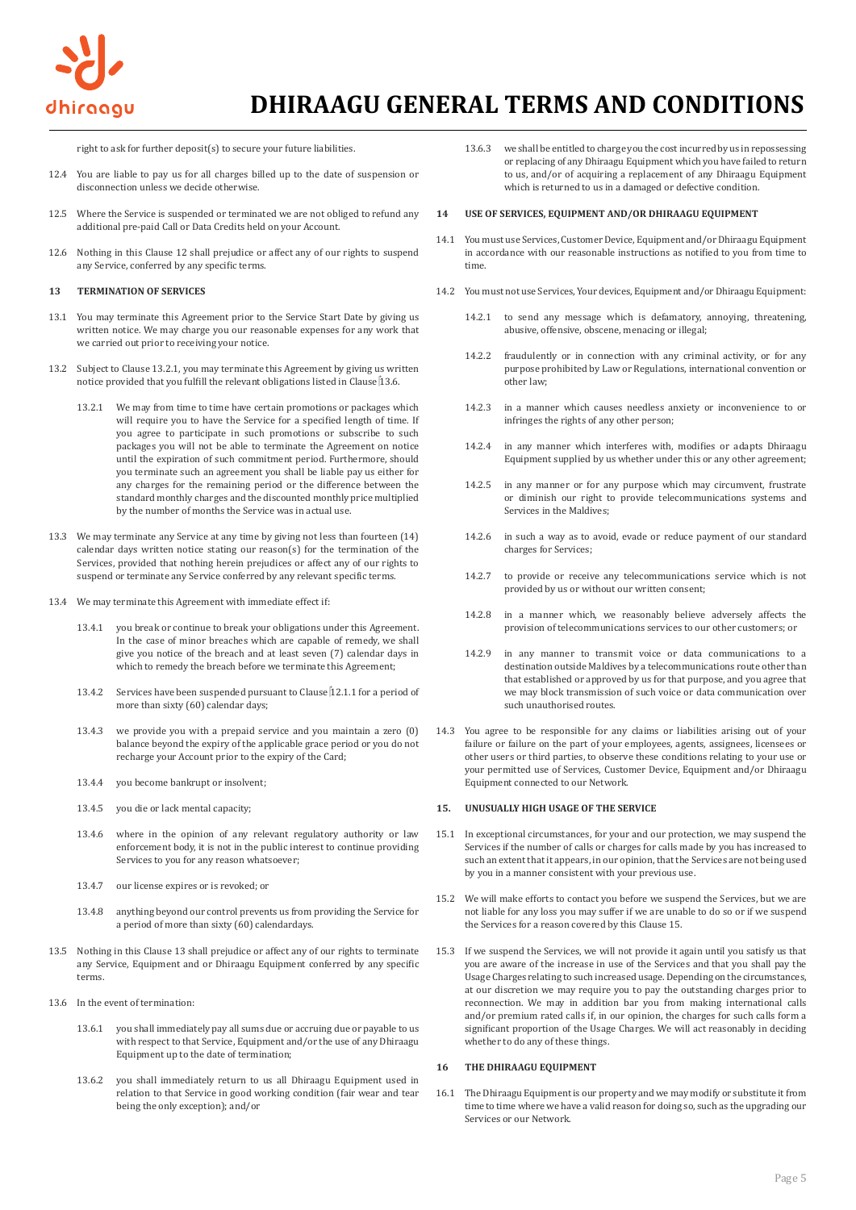right to ask for further deposit(s) to secure your future liabilities.

12.4 You are liable to pay us for all charges billed up to the date of suspension or disconnection unless we decide otherwise.

12.5 Where the Service is suspended or terminated we are not obliged to refund any additional pre-paid Call or Data Credits held on your Account.

12.6 Nothing in this Clause 12 shall prejudice or affect any of our rights to suspend any Service, conferred by any specific terms.

## 13 TERMINATION OF SERVICES

13.1 You may terminate this Agreement prior to the Service Start Date by giving us written notice. We may charge you our reasonable expenses for any work that we carried out prior to receiving your notice.

13.2 Subject to Clause 13.2.1, you may terminate this Agreement by giving us written notice provided that you fulfill the relevant obligations listed in Clause 13.6.

13.2.1 We may from time to time have certain promotions or packages which will require you to have the Service for a specified length of time. If you agree to participate in such promotions or subscribe to such packages you will not be able to terminate the Agreement on notice until the expiration of such commitment period. Furthermore, should you terminate such an agreement you shall be liable pay us either for any charges for the remaining period or the difference between the standard monthly charges and the discounted monthly price multiplied by the number of months the Service was in actual use.

13.3 We may terminate any Service at any time by giving not less than fourteen (14) calendar days written notice stating our reason(s) for the termination of the Services, provided that nothing herein prejudices or affect any of our rights to suspend or terminate any Service conferred by any relevant specific terms.

13.4 We may terminate this Agreement with immediate effect if:

13.4.1 you break or continue to break your obligations under this Agreement. In the case of minor breaches which are capable of remedy, we shall give you notice of the breach and at least seven (7) calendar days in which to remedy the breach before we terminate this Agreement;

13.4.2 Services have been suspended pursuant to Clause 12.1.1 for a period of more than sixty (60) calendar days;

13.4.3 we provide you with a prepaid service and you maintain a zero (0) balance beyond the expiry of the applicable grace period or you do not recharge your Account prior to the expiry of the Card;

13.4.4 you become bankrupt or insolvent;

13.4.5 you die or lack mental capacity;

13.4.6 where in the opinion of any relevant regulatory authority or law enforcement body, it is not in the public interest to continue providing Services to you for any reason whatsoever;

13.4.7 our license expires or is revoked; or

13.4.8 anything beyond our control prevents us from providing the Service for a period of more than sixty (60) calendardays.

13.5 Nothing in this Clause 13 shall prejudice or affect any of our rights to terminate any Service, Equipment and or Dhiraagu Equipment conferred by any specific terms.

13.6 In the event of termination:

13.6.1 you shall immediately pay all sums due or accruing due or payable to us with respect to that Service, Equipment and/or the use of any Dhiraagu Equipment up to the date of termination;

13.6.2 you shall immediately return to us all Dhiraagu Equipment used in relation to that Service in good working condition (fair wear and tear being the only exception); and/or

13.6.3 we shall be entitled to charge you the cost incurred by us in repossessing or replacing of any Dhiraagu Equipment which you have failed to return to us, and/or of acquiring a replacement of any Dhiraagu Equipment which is returned to us in a damaged or defective condition.

## 14 USE OF SERVICES, EQUIPMENT AND/OR DHIRAAGU EQUIPMENT

14.1 You must use Services, Customer Device, Equipment and/or Dhiraagu Equipment in accordance with our reasonable instructions as notified to you from time to time.

14.2 You must not use Services, Your devices, Equipment and/or Dhiraagu Equipment:

14.2.1 to send any message which is defamatory, annoying, threatening, abusive, offensive, obscene, menacing or illegal;

14.2.2 fraudulently or in connection with any criminal activity, or for any purpose prohibited by Law or Regulations, international convention or other law;

14.2.3 in a manner which causes needless anxiety or inconvenience to or infringes the rights of any other person;

14.2.4 in any manner which interferes with, modifies or adapts Dhiraagu Equipment supplied by us whether under this or any other agreement;

14.2.5 in any manner or for any purpose which may circumvent, frustrate or diminish our right to provide telecommunications systems and Services in the Maldives;

14.2.6 in such a way as to avoid, evade or reduce payment of our standard charges for Services;

14.2.7 to provide or receive any telecommunications service which is not provided by us or without our written consent;

14.2.8 in a manner which, we reasonably believe adversely affects the provision of telecommunications services to our other customers; or

14.2.9 in any manner to transmit voice or data communications to a destination outside Maldives by a telecommunications route other than that established or approved by us for that purpose, and you agree that we may block transmission of such voice or data communication over such unauthorised routes.

14.3 You agree to be responsible for any claims or liabilities arising out of your failure or failure on the part of your employees, agents, assignees, licensees or other users or third parties, to observe these conditions relating to your use or your permitted use of Services, Customer Device, Equipment and/or Dhiraagu Equipment connected to our Network.

## 15. UNUSUALLY HIGH USAGE OF THE SERVICE

15.1 In exceptional circumstances, for your and our protection, we may suspend the Services if the number of calls or charges for calls made by you has increased to such an extent that it appears, in our opinion, that the Services are not being used by you in a manner consistent with your previous use.

15.2 We will make efforts to contact you before we suspend the Services, but we are not liable for any loss you may suffer if we are unable to do so or if we suspend the Services for a reason covered by this Clause 15.

15.3 If we suspend the Services, we will not provide it again until you satisfy us that you are aware of the increase in use of the Services and that you shall pay the Usage Charges relating to such increased usage. Depending on the circumstances, at our discretion we may require you to pay the outstanding charges prior to reconnection. We may in addition bar you from making international calls and/or premium rated calls if, in our opinion, the charges for such calls form a significant proportion of the Usage Charges. We will act reasonably in deciding whether to do any of these things.

## 16 THE DHIRAAGU EQUIPMENT

16.1 The Dhiraagu Equipment is our property and we may modify or substitute it from time to time where we have a valid reason for doing so, such as the upgrading our Services or our Network.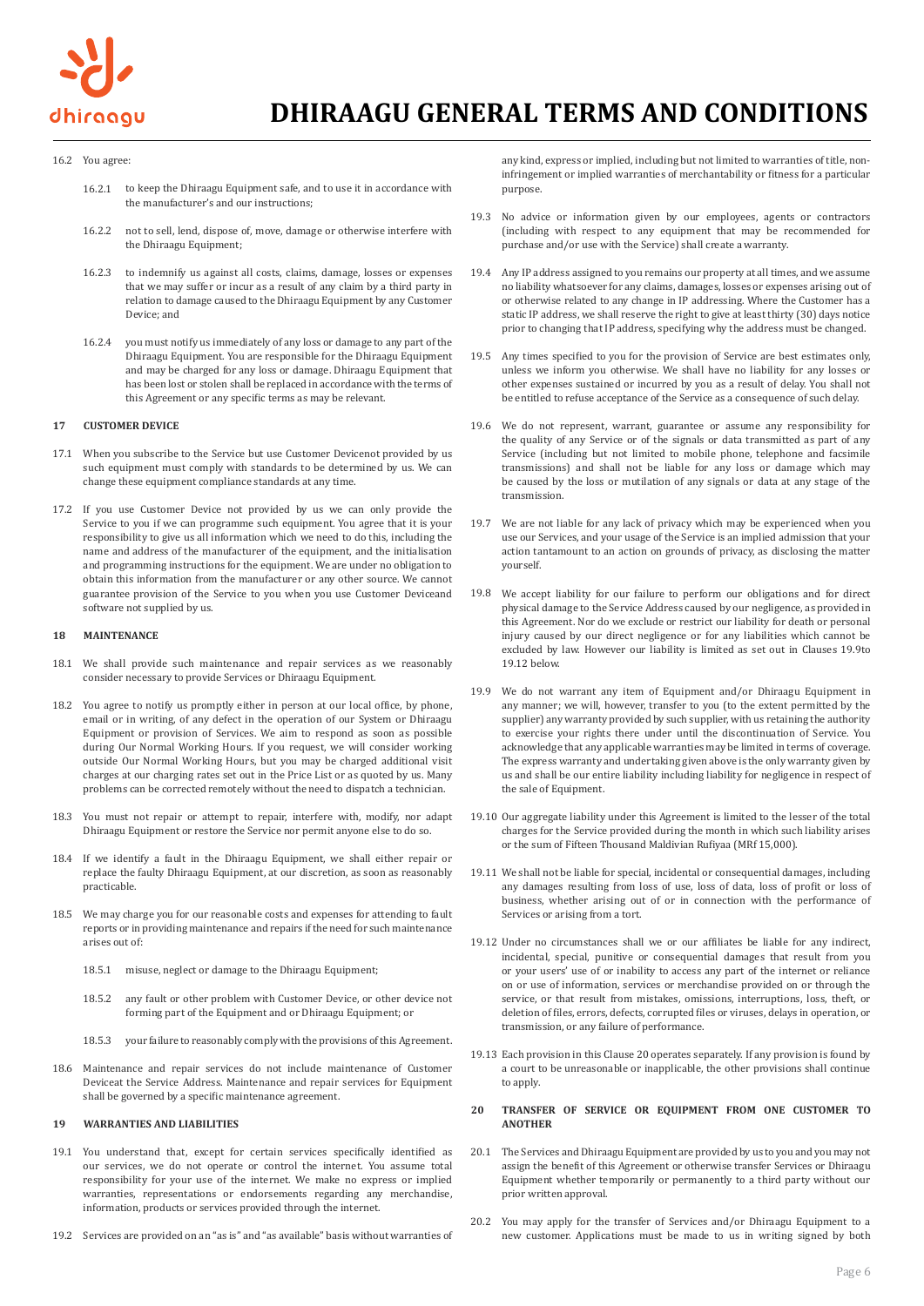16.2 You agree:

16.2.1 to keep the Dhiraagu Equipment safe, and to use it in accordance with the manufacturer's and our instructions;

16.2.2 not to sell, lend, dispose of, move, damage or otherwise interfere with the Dhiraagu Equipment;

16.2.3 to indemnify us against all costs, claims, damage, losses or expenses that we may suffer or incur as a result of any claim by a third party in relation to damage caused to the Dhiraagu Equipment by any Customer Device; and

16.2.4 you must notify us immediately of any loss or damage to any part of the Dhiraagu Equipment. You are responsible for the Dhiraagu Equipment and may be charged for any loss or damage. Dhiraagu Equipment that has been lost or stolen shall be replaced in accordance with the terms of this Agreement or any specific terms as may be relevant.

## 17 CUSTOMER DEVICE

17.1 When you subscribe to the Service but use Customer Devicenot provided by us such equipment must comply with standards to be determined by us. We can change these equipment compliance standards at any time.

17.2 If you use Customer Device not provided by us we can only provide the Service to you if we can programme such equipment. You agree that it is your responsibility to give us all information which we need to do this, including the name and address of the manufacturer of the equipment, and the initialisation and programming instructions for the equipment. We are under no obligation to obtain this information from the manufacturer or any other source. We cannot guarantee provision of the Service to you when you use Customer Deviceand software not supplied by us.

## 18 MAINTENANCE

18.1 We shall provide such maintenance and repair services as we reasonably consider necessary to provide Services or Dhiraagu Equipment.

18.2 You agree to notify us promptly either in person at our local office, by phone, email or in writing, of any defect in the operation of our System or Dhiraagu Equipment or provision of Services. We aim to respond as soon as possible during Our Normal Working Hours. If you request, we will consider working outside Our Normal Working Hours, but you may be charged additional visit charges at our charging rates set out in the Price List or as quoted by us. Many problems can be corrected remotely without the need to dispatch a technician.

18.3 You must not repair or attempt to repair, interfere with, modify, nor adapt Dhiraagu Equipment or restore the Service nor permit anyone else to do so.

18.4 If we identify a fault in the Dhiraagu Equipment, we shall either repair or replace the faulty Dhiraagu Equipment, at our discretion, as soon as reasonably practicable.

18.5 We may charge you for our reasonable costs and expenses for attending to fault reports or in providing maintenance and repairs if the need for such maintenance arises out of:

18.5.1 misuse, neglect or damage to the Dhiraagu Equipment;

18.5.2 any fault or other problem with Customer Device, or other device not forming part of the Equipment and or Dhiraagu Equipment; or

18.5.3 your failure to reasonably comply with the provisions of this Agreement.

18.6 Maintenance and repair services do not include maintenance of Customer Deviceat the Service Address. Maintenance and repair services for Equipment shall be governed by a specific maintenance agreement.

## 19 WARRANTIES AND LIABILITIES

19.1 You understand that, except for certain services specifically identified as our services, we do not operate or control the internet. You assume total responsibility for your use of the internet. We make no express or implied warranties, representations or endorsements regarding any merchandise, information, products or services provided through the internet.

19.2 Services are provided on an "as is" and "as available" basis without warranties of any kind, express or implied, including but not limited to warranties of title, non-infringement or implied warranties of merchantability or fitness for a particular purpose.

19.3 No advice or information given by our employees, agents or contractors (including with respect to any equipment that may be recommended for purchase and/or use with the Service) shall create a warranty.

19.4 Any IP address assigned to you remains our property at all times, and we assume no liability whatsoever for any claims, damages, losses or expenses arising out of or otherwise related to any change in IP addressing. Where the Customer has a static IP address, we shall reserve the right to give at least thirty (30) days notice prior to changing that IP address, specifying why the address must be changed.

19.5 Any times specified to you for the provision of Service are best estimates only, unless we inform you otherwise. We shall have no liability for any losses or other expenses sustained or incurred by you as a result of delay. You shall not be entitled to refuse acceptance of the Service as a consequence of such delay.

19.6 We do not represent, warrant, guarantee or assume any responsibility for the quality of any Service or of the signals or data transmitted as part of any Service (including but not limited to mobile phone, telephone and facsimile transmissions) and shall not be liable for any loss or damage which may be caused by the loss or mutilation of any signals or data at any stage of the transmission.

19.7 We are not liable for any lack of privacy which may be experienced when you use our Services, and your usage of the Service is an implied admission that your action tantamount to an action on grounds of privacy, as disclosing the matter yourself.

19.8 We accept liability for our failure to perform our obligations and for direct physical damage to the Service Address caused by our negligence, as provided in this Agreement. Nor do we exclude or restrict our liability for death or personal injury caused by our direct negligence or for any liabilities which cannot be excluded by law. However our liability is limited as set out in Clauses 19.9to 19.12 below.

19.9 We do not warrant any item of Equipment and/or Dhiraagu Equipment in any manner; we will, however, transfer to you (to the extent permitted by the supplier) any warranty provided by such supplier, with us retaining the authority to exercise your rights there under until the discontinuation of Service. You acknowledge that any applicable warranties may be limited in terms of coverage. The express warranty and undertaking given above is the only warranty given by us and shall be our entire liability including liability for negligence in respect of the sale of Equipment.

19.10 Our aggregate liability under this Agreement is limited to the lesser of the total charges for the Service provided during the month in which such liability arises or the sum of Fifteen Thousand Maldivian Rufiyaa (MRf 15,000).

19.11 We shall not be liable for special, incidental or consequential damages, including any damages resulting from loss of use, loss of data, loss of profit or loss of business, whether arising out of or in connection with the performance of Services or arising from a tort.

19.12 Under no circumstances shall we or our affiliates be liable for any indirect, incidental, special, punitive or consequential damages that result from you or your users' use of or inability to access any part of the internet or reliance on or use of information, services or merchandise provided on or through the service, or that result from mistakes, omissions, interruptions, loss, theft, or deletion of files, errors, defects, corrupted files or viruses, delays in operation, or transmission, or any failure of performance.

19.13 Each provision in this Clause 20 operates separately. If any provision is found by a court to be unreasonable or inapplicable, the other provisions shall continue to apply.

## 20 TRANSFER OF SERVICE OR EQUIPMENT FROM ONE CUSTOMER TO ANOTHER

20.1 The Services and Dhiraagu Equipment are provided by us to you and you may not assign the benefit of this Agreement or otherwise transfer Services or Dhiraagu Equipment whether temporarily or permanently to a third party without our prior written approval.

20.2 You may apply for the transfer of Services and/or Dhiraagu Equipment to a new customer. Applications must be made to us in writing signed by both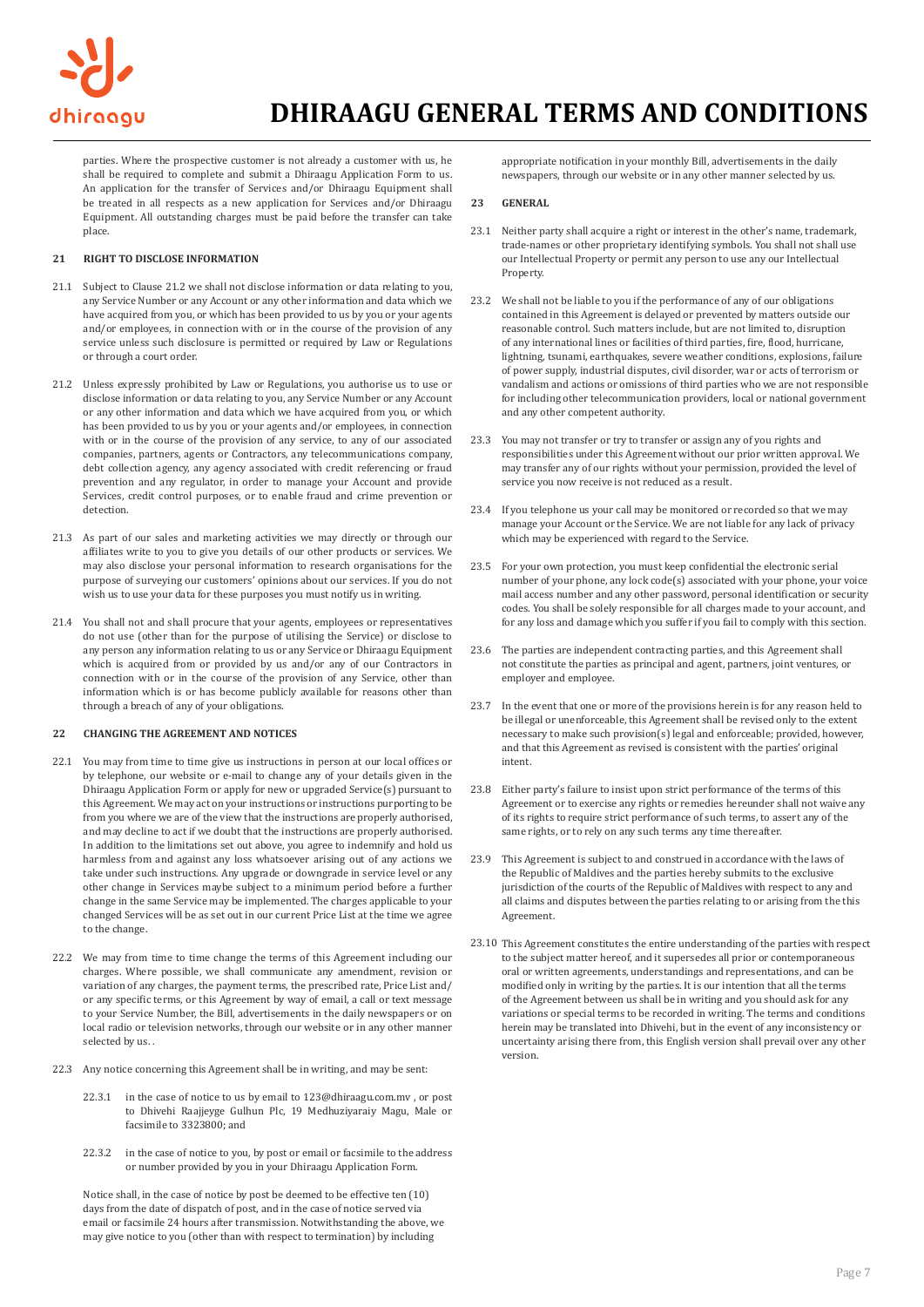parties. Where the prospective customer is not already a customer with us, he shall be required to complete and submit a Dhiraagu Application Form to us. An application for the transfer of Services and/or Dhiraagu Equipment shall be treated in all respects as a new application for Services and/or Dhiraagu Equipment. All outstanding charges must be paid before the transfer can take place.

### 21 RIGHT TO DISCLOSE INFORMATION

21.1 Subject to Clause 21.2 we shall not disclose information or data relating to you, any Service Number or any Account or any other information and data which we have acquired from you, or which has been provided to us by you or your agents and/or employees, in connection with or in the course of the provision of any service unless such disclosure is permitted or required by Law or Regulations or through a court order.

21.2 Unless expressly prohibited by Law or Regulations, you authorise us to use or disclose information or data relating to you, any Service Number or any Account or any other information and data which we have acquired from you, or which has been provided to us by you or your agents and/or employees, in connection with or in the course of the provision of any service, to any of our associated companies, partners, agents or Contractors, any telecommunications company, debt collection agency, any agency associated with credit referencing or fraud prevention and any regulator, in order to manage your Account and provide Services, credit control purposes, or to enable fraud and crime prevention or detection.

21.3 As part of our sales and marketing activities we may directly or through our affiliates write to you to give you details of our other products or services. We may also disclose your personal information to research organisations for the purpose of surveying our customers' opinions about our services. If you do not wish us to use your data for these purposes you must notify us in writing.

21.4 You shall not and shall procure that your agents, employees or representatives do not use (other than for the purpose of utilising the Service) or disclose to any person any information relating to us or any Service or Dhiraagu Equipment which is acquired from or provided by us and/or any of our Contractors in connection with or in the course of the provision of any Service, other than information which is or has become publicly available for reasons other than through a breach of any of your obligations.

### 22 CHANGING THE AGREEMENT AND NOTICES

22.1 You may from time to time give us instructions in person at our local offices or by telephone, our website or e-mail to change any of your details given in the Dhiraagu Application Form or apply for new or upgraded Service(s) pursuant to this Agreement. We may act on your instructions or instructions purporting to be from you where we are of the view that the instructions are properly authorised, and may decline to act if we doubt that the instructions are properly authorised. In addition to the limitations set out above, you agree to indemnify and hold us harmless from and against any loss whatsoever arising out of any actions we take under such instructions. Any upgrade or downgrade in service level or any other change in Services maybe subject to a minimum period before a further change in the same Service may be implemented. The charges applicable to your changed Services will be as set out in our current Price List at the time we agree to the change.

22.2 We may from time to time change the terms of this Agreement including our charges. Where possible, we shall communicate any amendment, revision or variation of any charges, the payment terms, the prescribed rate, Price List and/ or any specific terms, or this Agreement by way of email, a call or text message to your Service Number, the Bill, advertisements in the daily newspapers or on local radio or television networks, through our website or in any other manner selected by us. .

22.3 Any notice concerning this Agreement shall be in writing, and may be sent:

22.3.1 in the case of notice to us by email to 123@dhiraagu.com.mv , or post to Dhivehi Raajjeyge Gulhun Plc, 19 Medhuziyaraiy Magu, Male or facsimile to 3323800; and

22.3.2 in the case of notice to you, by post or email or facsimile to the address or number provided by you in your Dhiraagu Application Form.

Notice shall, in the case of notice by post be deemed to be effective ten (10) days from the date of dispatch of post, and in the case of notice served via email or facsimile 24 hours after transmission. Notwithstanding the above, we may give notice to you (other than with respect to termination) by including appropriate notification in your monthly Bill, advertisements in the daily newspapers, through our website or in any other manner selected by us.

### 23 GENERAL

23.1 Neither party shall acquire a right or interest in the other's name, trademark, trade-names or other proprietary identifying symbols. You shall not shall use our Intellectual Property or permit any person to use any our Intellectual Property.

23.2 We shall not be liable to you if the performance of any of our obligations contained in this Agreement is delayed or prevented by matters outside our reasonable control. Such matters include, but are not limited to, disruption of any international lines or facilities of third parties, fire, flood, hurricane, lightning, tsunami, earthquakes, severe weather conditions, explosions, failure of power supply, industrial disputes, civil disorder, war or acts of terrorism or vandalism and actions or omissions of third parties who we are not responsible for including other telecommunication providers, local or national government and any other competent authority.

23.3 You may not transfer or try to transfer or assign any of you rights and responsibilities under this Agreement without our prior written approval. We may transfer any of our rights without your permission, provided the level of service you now receive is not reduced as a result.

23.4 If you telephone us your call may be monitored or recorded so that we may manage your Account or the Service. We are not liable for any lack of privacy which may be experienced with regard to the Service.

23.5 For your own protection, you must keep confidential the electronic serial number of your phone, any lock code(s) associated with your phone, your voice mail access number and any other password, personal identification or security codes. You shall be solely responsible for all charges made to your account, and for any loss and damage which you suffer if you fail to comply with this section.

23.6 The parties are independent contracting parties, and this Agreement shall not constitute the parties as principal and agent, partners, joint ventures, or employer and employee.

23.7 In the event that one or more of the provisions herein is for any reason held to be illegal or unenforceable, this Agreement shall be revised only to the extent necessary to make such provision(s) legal and enforceable; provided, however, and that this Agreement as revised is consistent with the parties' original intent.

23.8 Either party's failure to insist upon strict performance of the terms of this Agreement or to exercise any rights or remedies hereunder shall not waive any of its rights to require strict performance of such terms, to assert any of the same rights, or to rely on any such terms any time thereafter.

23.9 This Agreement is subject to and construed in accordance with the laws of the Republic of Maldives and the parties hereby submits to the exclusive jurisdiction of the courts of the Republic of Maldives with respect to any and all claims and disputes between the parties relating to or arising from the this Agreement.

23.10 This Agreement constitutes the entire understanding of the parties with respect to the subject matter hereof, and it supersedes all prior or contemporaneous oral or written agreements, understandings and representations, and can be modified only in writing by the parties. It is our intention that all the terms of the Agreement between us shall be in writing and you should ask for any variations or special terms to be recorded in writing. The terms and conditions herein may be translated into Dhivehi, but in the event of any inconsistency or uncertainty arising there from, this English version shall prevail over any other version.